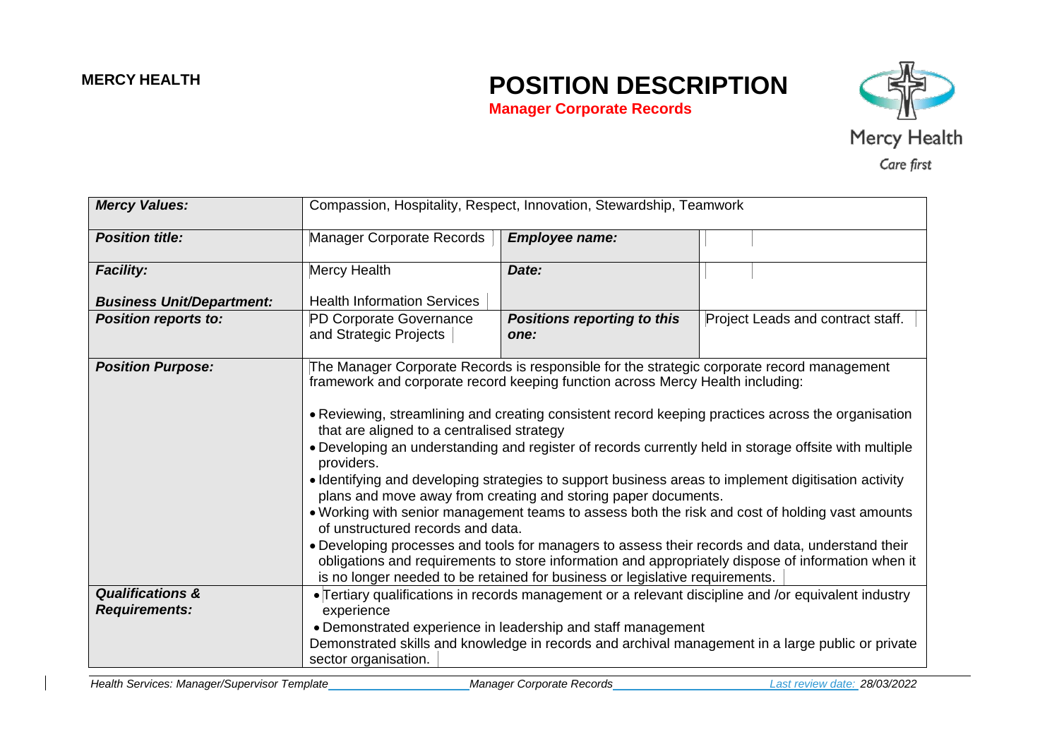**MERCY HEALTH**

# POSITION DESCRIPTION

**Manager Corporate Records**

Mercy Health

Care first

| | | | |
|---|---|---|---|
| ***Mercy Values:*** | Compassion, Hospitality, Respect, Innovation, Stewardship, Teamwork | | |
| ***Position title:*** | Manager Corporate Records | ***Employee name:*** | |
| ***Facility:*** | Mercy Health | ***Date:*** | |
| ***Business Unit/Department:*** | Health Information Services | | |
| ***Position reports to:*** | PD Corporate Governance and Strategic Projects | ***Positions reporting to this one:*** | Project Leads and contract staff. |
| ***Position Purpose:*** | The Manager Corporate Records is responsible for the strategic corporate record management framework and corporate record keeping function across Mercy Health including:<br><br>• Reviewing, streamlining and creating consistent record keeping practices across the organisation that are aligned to a centralised strategy<br>• Developing an understanding and register of records currently held in storage offsite with multiple providers.<br>• Identifying and developing strategies to support business areas to implement digitisation activity plans and move away from creating and storing paper documents.<br>• Working with senior management teams to assess both the risk and cost of holding vast amounts of unstructured records and data.<br>• Developing processes and tools for managers to assess their records and data, understand their obligations and requirements to store information and appropriately dispose of information when it is no longer needed to be retained for business or legislative requirements. | | |
| ***Qualifications & Requirements:*** | • Tertiary qualifications in records management or a relevant discipline and /or equivalent industry experience<br>• Demonstrated experience in leadership and staff management<br>Demonstrated skills and knowledge in records and archival management in a large public or private sector organisation. | | |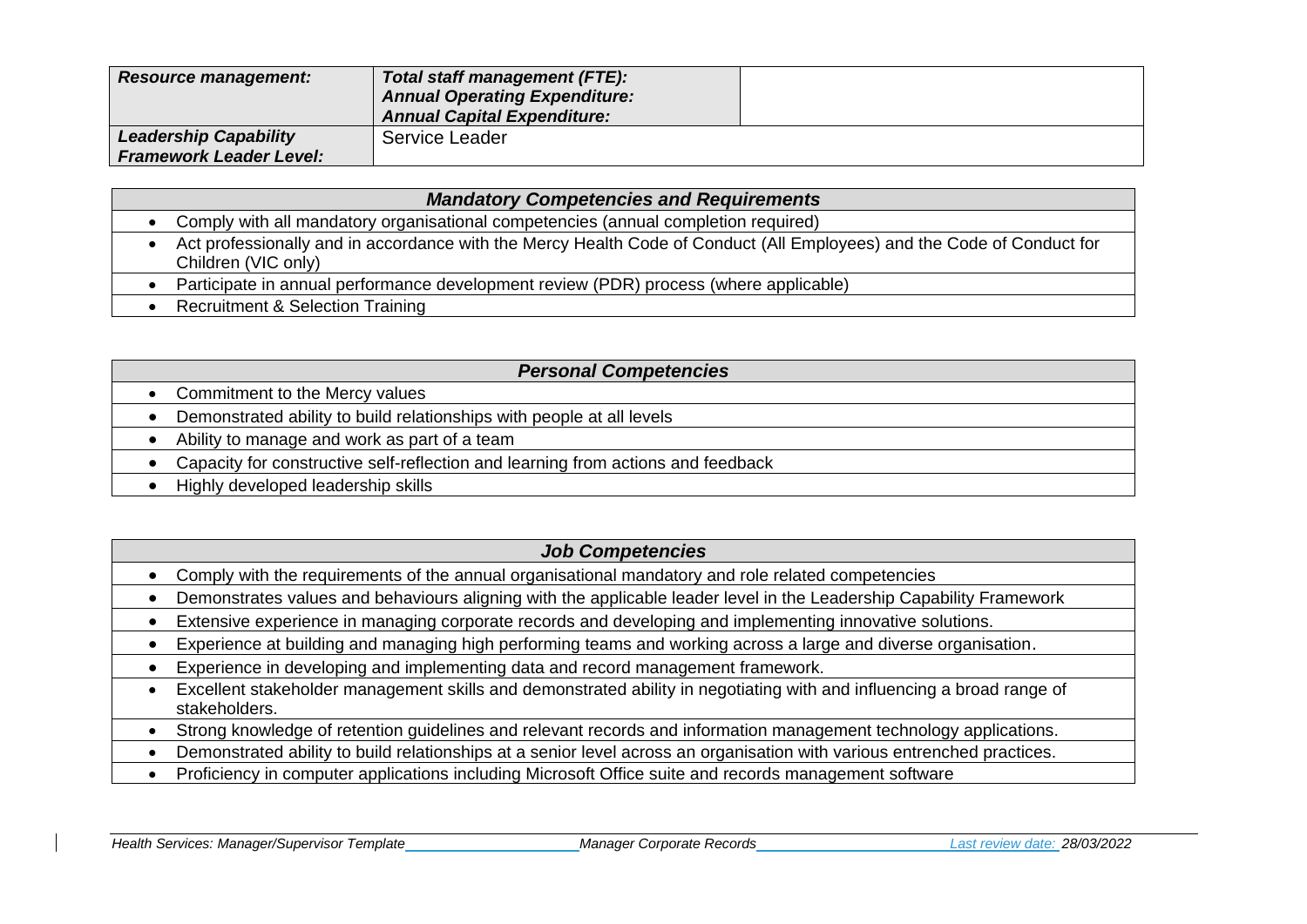| ***Resource management:*** | ***Total staff management (FTE):***<br>***Annual Operating Expenditure:***<br>***Annual Capital Expenditure:*** | |
|---|---|---|
| ***Leadership Capability Framework Leader Level:*** | Service Leader | |

| ***Mandatory Competencies and Requirements*** |
|---|
| • Comply with all mandatory organisational competencies (annual completion required) |
| • Act professionally and in accordance with the Mercy Health Code of Conduct (All Employees) and the Code of Conduct for Children (VIC only) |
| • Participate in annual performance development review (PDR) process (where applicable) |
| • Recruitment & Selection Training |

| ***Personal Competencies*** |
|---|
| • Commitment to the Mercy values |
| • Demonstrated ability to build relationships with people at all levels |
| • Ability to manage and work as part of a team |
| • Capacity for constructive self-reflection and learning from actions and feedback |
| • Highly developed leadership skills |

| ***Job Competencies*** |
|---|
| • Comply with the requirements of the annual organisational mandatory and role related competencies |
| • Demonstrates values and behaviours aligning with the applicable leader level in the Leadership Capability Framework |
| • Extensive experience in managing corporate records and developing and implementing innovative solutions. |
| • Experience at building and managing high performing teams and working across a large and diverse organisation. |
| • Experience in developing and implementing data and record management framework. |
| • Excellent stakeholder management skills and demonstrated ability in negotiating with and influencing a broad range of stakeholders. |
| • Strong knowledge of retention guidelines and relevant records and information management technology applications. |
| • Demonstrated ability to build relationships at a senior level across an organisation with various entrenched practices. |
| • Proficiency in computer applications including Microsoft Office suite and records management software |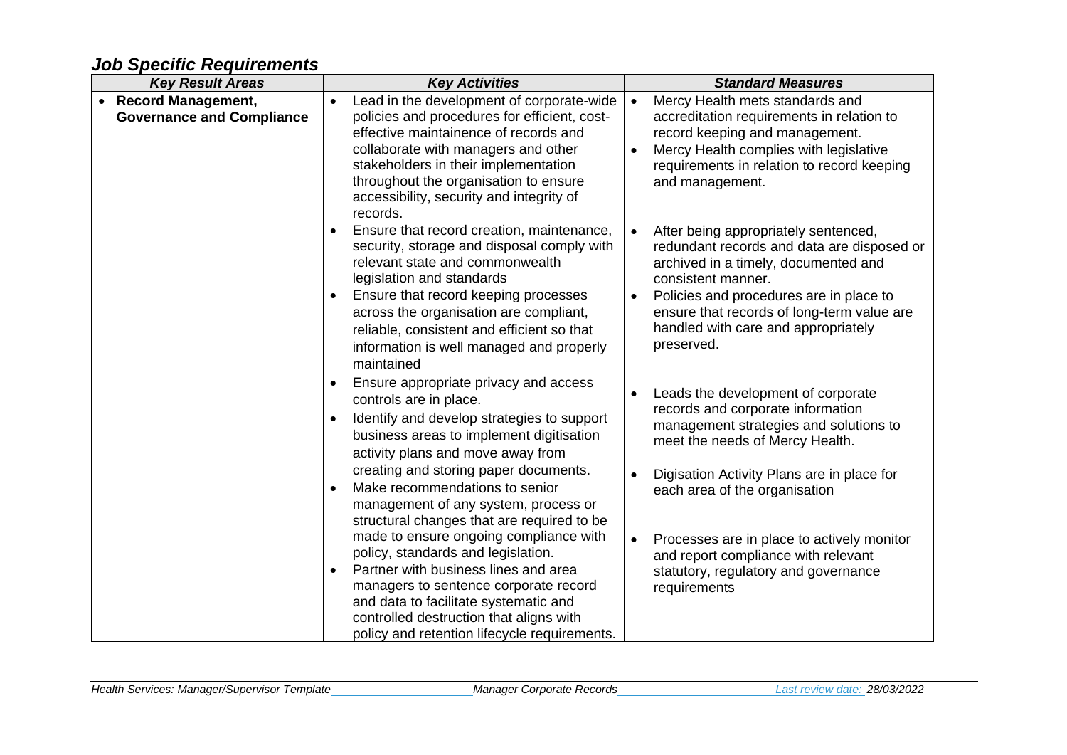## *Job Specific Requirements*

| *Key Result Areas* | *Key Activities* | *Standard Measures* |
| --- | --- | --- |
| • **Record Management, Governance and Compliance** | • Lead in the development of corporate-wide policies and procedures for efficient, cost-effective maintainence of records and collaborate with managers and other stakeholders in their implementation throughout the organisation to ensure accessibility, security and integrity of records.<br>• Ensure that record creation, maintenance, security, storage and disposal comply with relevant state and commonwealth legislation and standards<br>• Ensure that record keeping processes across the organisation are compliant, reliable, consistent and efficient so that information is well managed and properly maintained<br>• Ensure appropriate privacy and access controls are in place.<br>• Identify and develop strategies to support business areas to implement digitisation activity plans and move away from creating and storing paper documents.<br>• Make recommendations to senior management of any system, process or structural changes that are required to be made to ensure ongoing compliance with policy, standards and legislation.<br>• Partner with business lines and area managers to sentence corporate record and data to facilitate systematic and controlled destruction that aligns with policy and retention lifecycle requirements. | • Mercy Health mets standards and accreditation requirements in relation to record keeping and management.<br>• Mercy Health complies with legislative requirements in relation to record keeping and management.<br>• After being appropriately sentenced, redundant records and data are disposed or archived in a timely, documented and consistent manner.<br>• Policies and procedures are in place to ensure that records of long-term value are handled with care and appropriately preserved.<br>• Leads the development of corporate records and corporate information management strategies and solutions to meet the needs of Mercy Health.<br>• Digisation Activity Plans are in place for each area of the organisation<br>• Processes are in place to actively monitor and report compliance with relevant statutory, regulatory and governance requirements |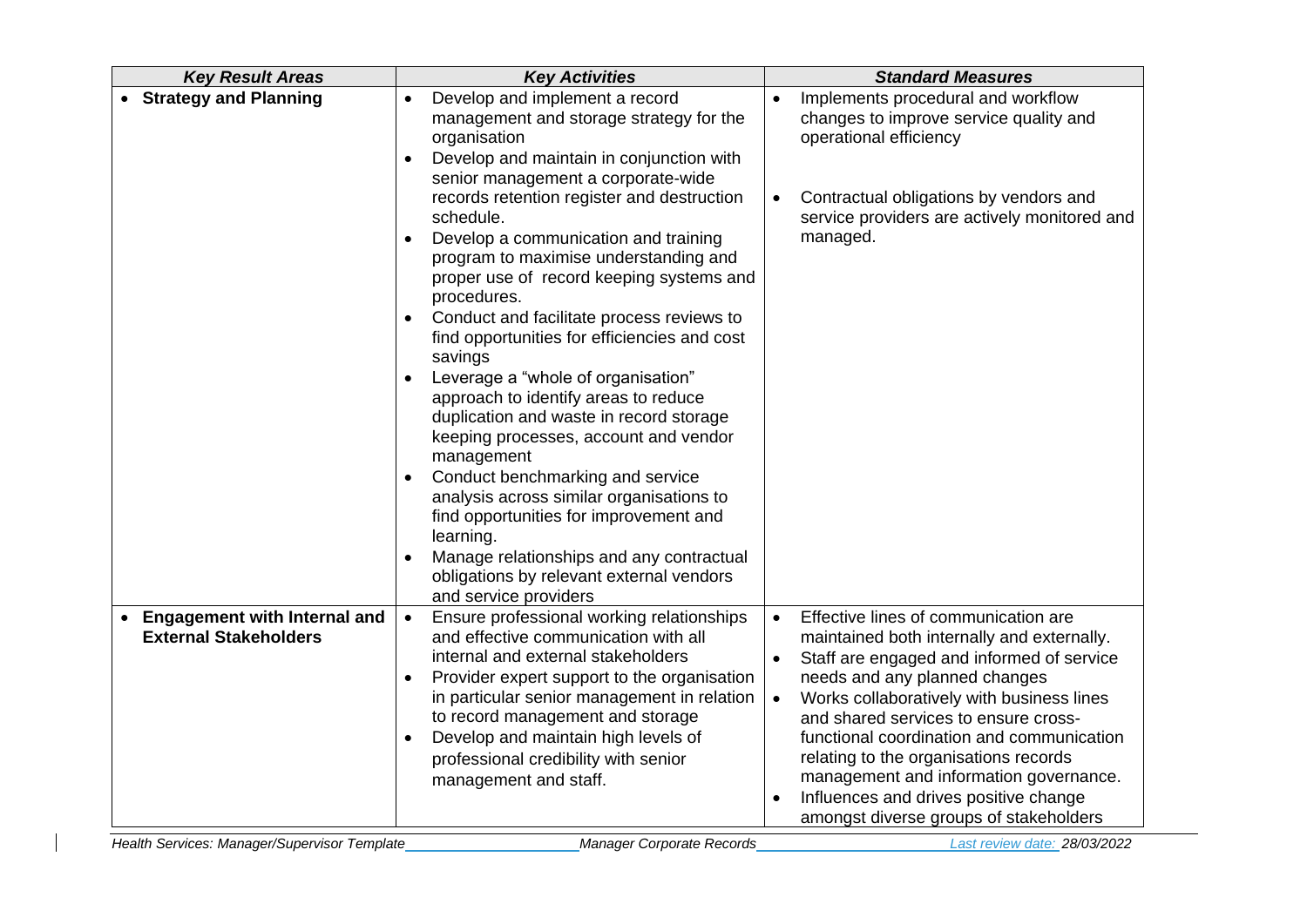| *Key Result Areas* | *Key Activities* | *Standard Measures* |
| --- | --- | --- |
| • **Strategy and Planning** | • Develop and implement a record management and storage strategy for the organisation<br>• Develop and maintain in conjunction with senior management a corporate-wide records retention register and destruction schedule.<br>• Develop a communication and training program to maximise understanding and proper use of record keeping systems and procedures.<br>• Conduct and facilitate process reviews to find opportunities for efficiencies and cost savings<br>• Leverage a "whole of organisation" approach to identify areas to reduce duplication and waste in record storage keeping processes, account and vendor management<br>• Conduct benchmarking and service analysis across similar organisations to find opportunities for improvement and learning.<br>• Manage relationships and any contractual obligations by relevant external vendors and service providers | • Implements procedural and workflow changes to improve service quality and operational efficiency<br>• Contractual obligations by vendors and service providers are actively monitored and managed. |
| • **Engagement with Internal and External Stakeholders** | • Ensure professional working relationships and effective communication with all internal and external stakeholders<br>• Provider expert support to the organisation in particular senior management in relation to record management and storage<br>• Develop and maintain high levels of professional credibility with senior management and staff. | • Effective lines of communication are maintained both internally and externally.<br>• Staff are engaged and informed of service needs and any planned changes<br>• Works collaboratively with business lines and shared services to ensure cross-functional coordination and communication relating to the organisations records management and information governance.<br>• Influences and drives positive change amongst diverse groups of stakeholders |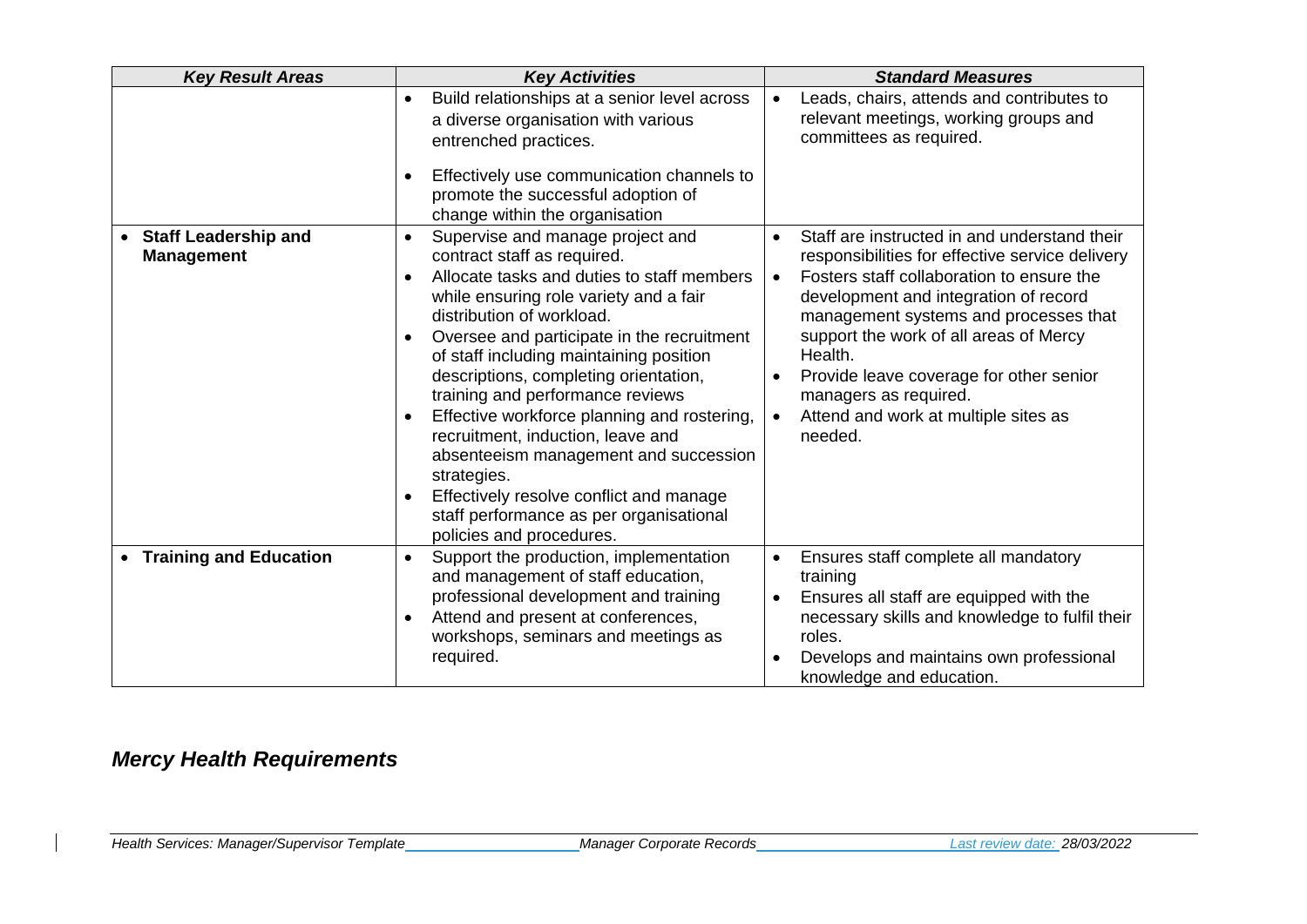| Key Result Areas | Key Activities | Standard Measures |
|---|---|---|
| | • Build relationships at a senior level across a diverse organisation with various entrenched practices.<br>• Effectively use communication channels to promote the successful adoption of change within the organisation | • Leads, chairs, attends and contributes to relevant meetings, working groups and committees as required. |
| • **Staff Leadership and Management** | • Supervise and manage project and contract staff as required.<br>• Allocate tasks and duties to staff members while ensuring role variety and a fair distribution of workload.<br>• Oversee and participate in the recruitment of staff including maintaining position descriptions, completing orientation, training and performance reviews<br>• Effective workforce planning and rostering, recruitment, induction, leave and absenteeism management and succession strategies.<br>• Effectively resolve conflict and manage staff performance as per organisational policies and procedures. | • Staff are instructed in and understand their responsibilities for effective service delivery<br>• Fosters staff collaboration to ensure the development and integration of record management systems and processes that support the work of all areas of Mercy Health.<br>• Provide leave coverage for other senior managers as required.<br>• Attend and work at multiple sites as needed. |
| • **Training and Education** | • Support the production, implementation and management of staff education, professional development and training<br>• Attend and present at conferences, workshops, seminars and meetings as required. | • Ensures staff complete all mandatory training<br>• Ensures all staff are equipped with the necessary skills and knowledge to fulfil their roles.<br>• Develops and maintains own professional knowledge and education. |

## *Mercy Health Requirements*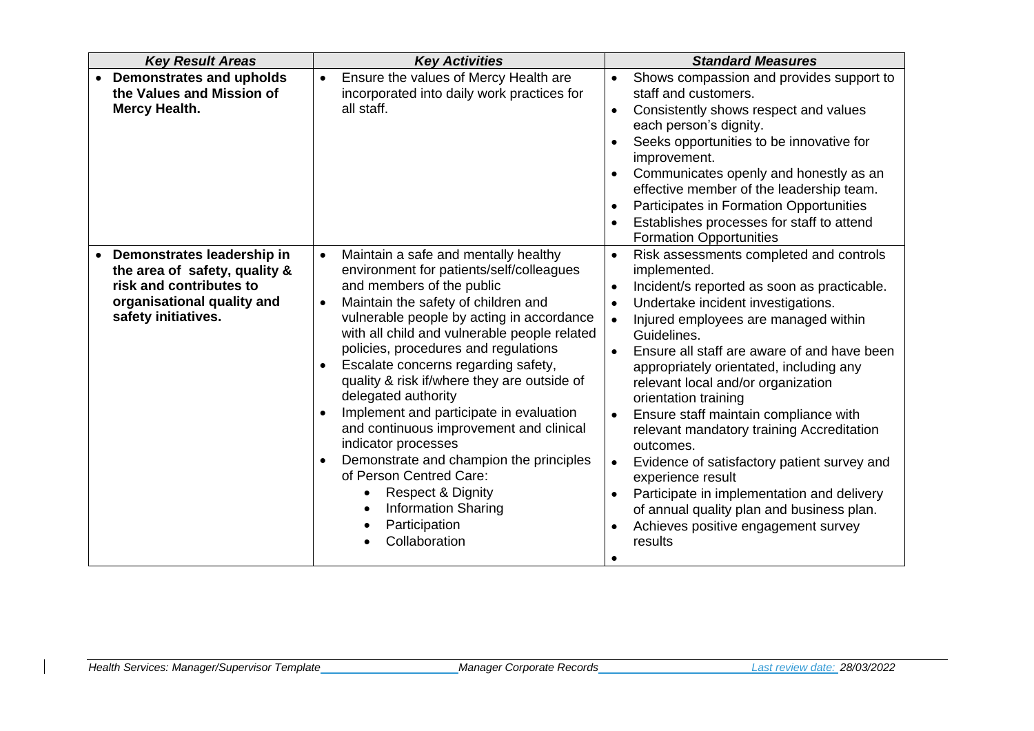| *Key Result Areas* | *Key Activities* | *Standard Measures* |
|---|---|---|
| • **Demonstrates and upholds the Values and Mission of Mercy Health.** | • Ensure the values of Mercy Health are incorporated into daily work practices for all staff. | • Shows compassion and provides support to staff and customers.<br>• Consistently shows respect and values each person's dignity.<br>• Seeks opportunities to be innovative for improvement.<br>• Communicates openly and honestly as an effective member of the leadership team.<br>• Participates in Formation Opportunities<br>• Establishes processes for staff to attend Formation Opportunities |
| • **Demonstrates leadership in the area of safety, quality & risk and contributes to organisational quality and safety initiatives.** | • Maintain a safe and mentally healthy environment for patients/self/colleagues and members of the public<br>• Maintain the safety of children and vulnerable people by acting in accordance with all child and vulnerable people related policies, procedures and regulations<br>• Escalate concerns regarding safety, quality & risk if/where they are outside of delegated authority<br>• Implement and participate in evaluation and continuous improvement and clinical indicator processes<br>• Demonstrate and champion the principles of Person Centred Care:<br>  • Respect & Dignity<br>  • Information Sharing<br>  • Participation<br>  • Collaboration | • Risk assessments completed and controls implemented.<br>• Incident/s reported as soon as practicable.<br>• Undertake incident investigations.<br>• Injured employees are managed within Guidelines.<br>• Ensure all staff are aware of and have been appropriately orientated, including any relevant local and/or organization orientation training<br>• Ensure staff maintain compliance with relevant mandatory training Accreditation outcomes.<br>• Evidence of satisfactory patient survey and experience result<br>• Participate in implementation and delivery of annual quality plan and business plan.<br>• Achieves positive engagement survey results<br>• |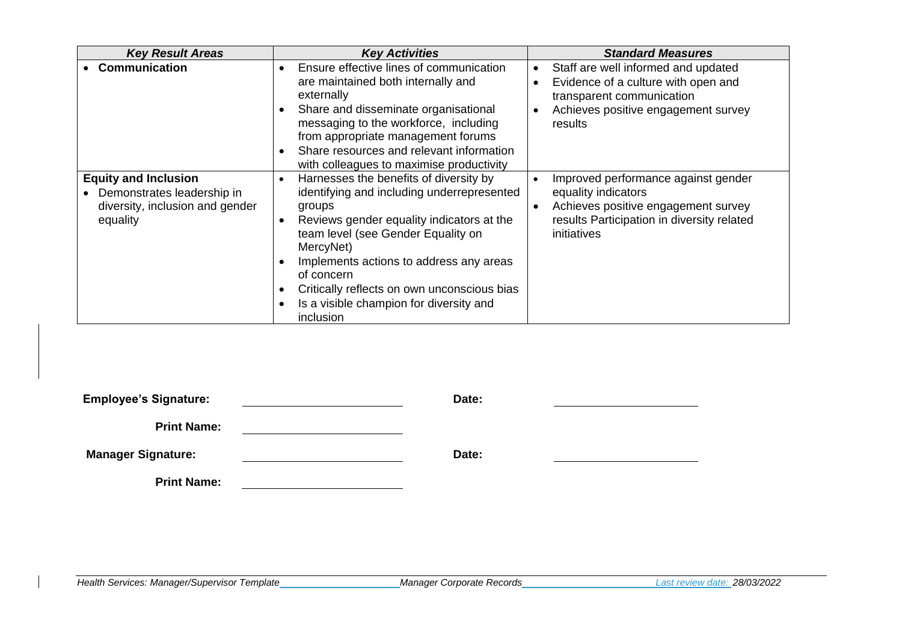| *Key Result Areas* | *Key Activities* | *Standard Measures* |
|---|---|---|
| • **Communication** | • Ensure effective lines of communication are maintained both internally and externally<br>• Share and disseminate organisational messaging to the workforce, including from appropriate management forums<br>• Share resources and relevant information with colleagues to maximise productivity | • Staff are well informed and updated<br>• Evidence of a culture with open and transparent communication<br>• Achieves positive engagement survey results |
| **Equity and Inclusion**<br>• Demonstrates leadership in diversity, inclusion and gender equality | • Harnesses the benefits of diversity by identifying and including underrepresented groups<br>• Reviews gender equality indicators at the team level (see Gender Equality on MercyNet)<br>• Implements actions to address any areas of concern<br>• Critically reflects on own unconscious bias<br>• Is a visible champion for diversity and inclusion | • Improved performance against gender equality indicators<br>• Achieves positive engagement survey results Participation in diversity related initiatives |

**Employee's Signature:** ______________________ **Date:** ____________________

**Print Name:** ______________________

**Manager Signature:** ______________________ **Date:** ____________________

**Print Name:** ______________________